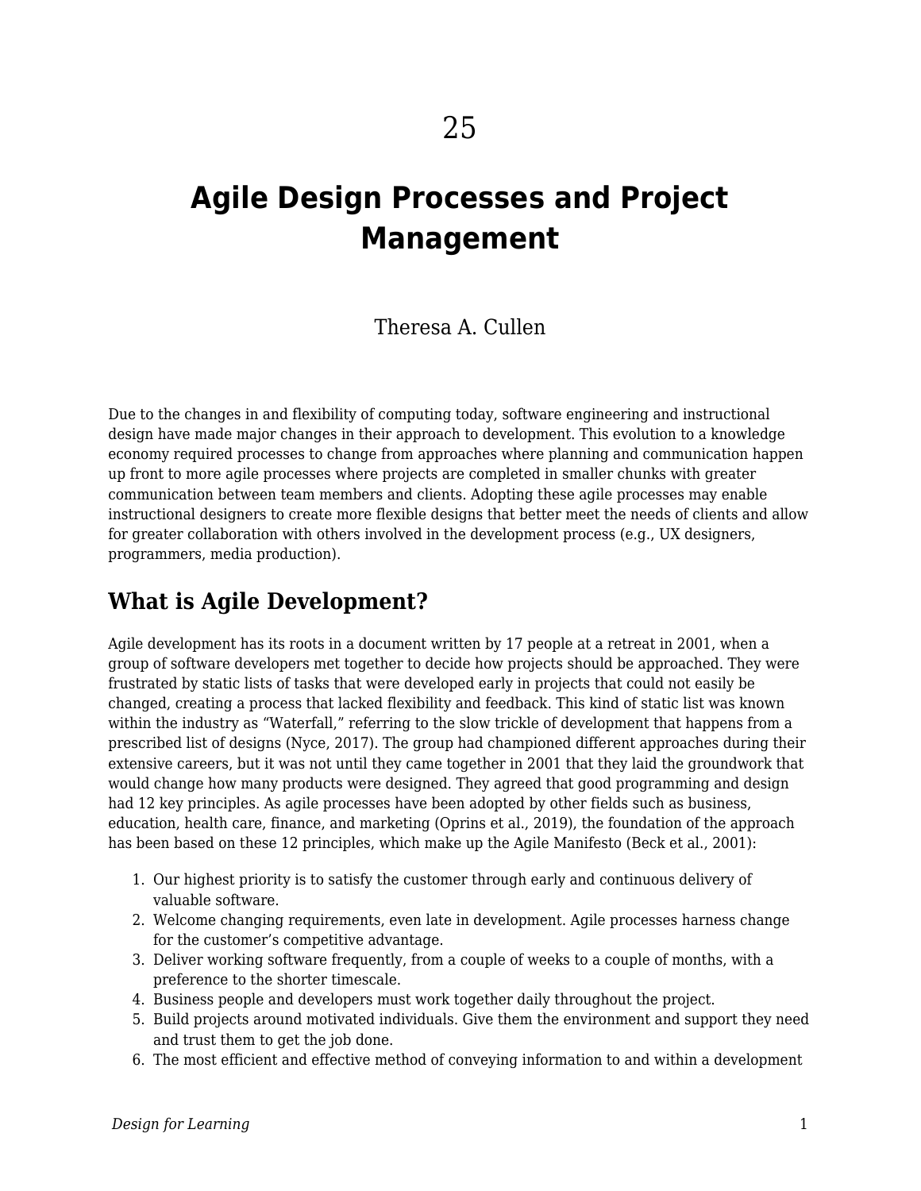25

# Agile Design Processes and Project Management

Theresa A. Cullen

Due to the changes in and flexibility of computing today, software engineering and instructional design have made major changes in their approach to development. This evolution to a knowledge economy required processes to change from approaches where planning and communication happen up front to more agile processes where projects are completed in smaller chunks with greater communication between team members and clients. Adopting these agile processes may enable instructional designers to create more flexible designs that better meet the needs of clients and allow for greater collaboration with others involved in the development process (e.g., UX designers, programmers, media production).

## What is Agile Development?

Agile development has its roots in a document written by 17 people at a retreat in 2001, when a group of software developers met together to decide how projects should be approached. They were frustrated by static lists of tasks that were developed early in projects that could not easily be changed, creating a process that lacked flexibility and feedback. This kind of static list was known within the industry as "Waterfall," referring to the slow trickle of development that happens from a prescribed list of designs (Nyce, 2017). The group had championed different approaches during their extensive careers, but it was not until they came together in 2001 that they laid the groundwork that would change how many products were designed. They agreed that good programming and design had 12 key principles. As agile processes have been adopted by other fields such as business, education, health care, finance, and marketing (Oprins et al., 2019), the foundation of the approach has been based on these 12 principles, which make up the Agile Manifesto (Beck et al., 2001):

1. Our highest priority is to satisfy the customer through early and continuous delivery of valuable software.
2. Welcome changing requirements, even late in development. Agile processes harness change for the customer's competitive advantage.
3. Deliver working software frequently, from a couple of weeks to a couple of months, with a preference to the shorter timescale.
4. Business people and developers must work together daily throughout the project.
5. Build projects around motivated individuals. Give them the environment and support they need and trust them to get the job done.
6. The most efficient and effective method of conveying information to and within a development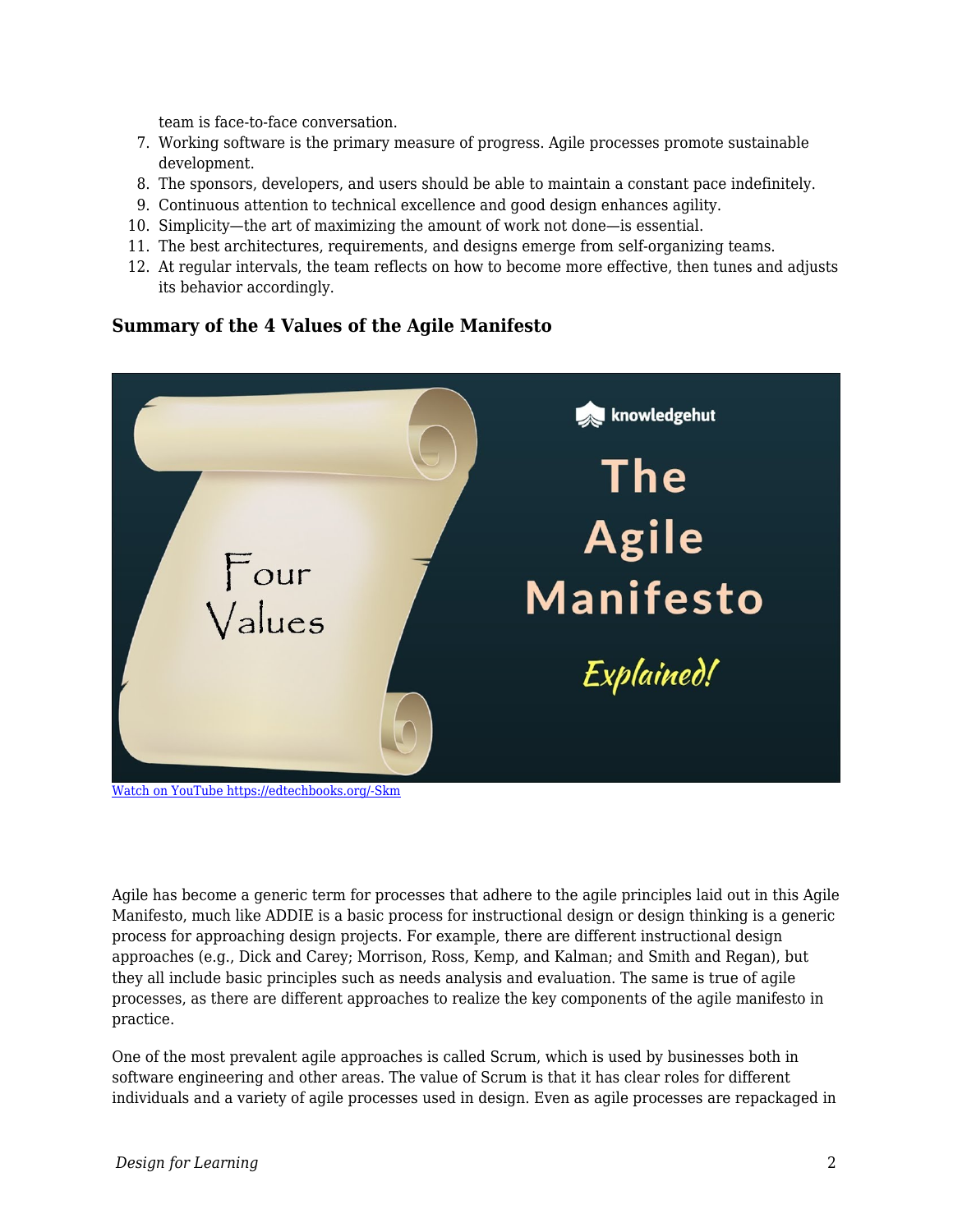team is face-to-face conversation.

7. Working software is the primary measure of progress. Agile processes promote sustainable development.
8. The sponsors, developers, and users should be able to maintain a constant pace indefinitely.
9. Continuous attention to technical excellence and good design enhances agility.
10. Simplicity—the art of maximizing the amount of work not done—is essential.
11. The best architectures, requirements, and designs emerge from self-organizing teams.
12. At regular intervals, the team reflects on how to become more effective, then tunes and adjusts its behavior accordingly.

### Summary of the 4 Values of the Agile Manifesto

[Watch on YouTube https://edtechbooks.org/-Skm](https://edtechbooks.org/-Skm)

Agile has become a generic term for processes that adhere to the agile principles laid out in this Agile Manifesto, much like ADDIE is a basic process for instructional design or design thinking is a generic process for approaching design projects. For example, there are different instructional design approaches (e.g., Dick and Carey; Morrison, Ross, Kemp, and Kalman; and Smith and Regan), but they all include basic principles such as needs analysis and evaluation. The same is true of agile processes, as there are different approaches to realize the key components of the agile manifesto in practice.

One of the most prevalent agile approaches is called Scrum, which is used by businesses both in software engineering and other areas. The value of Scrum is that it has clear roles for different individuals and a variety of agile processes used in design. Even as agile processes are repackaged in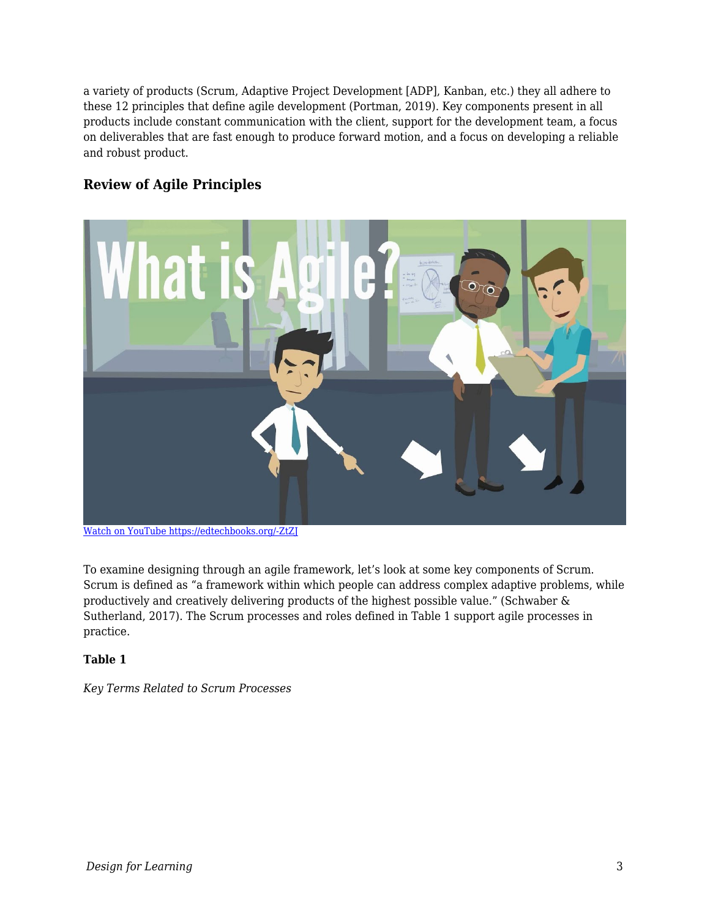a variety of products (Scrum, Adaptive Project Development [ADP], Kanban, etc.) they all adhere to these 12 principles that define agile development (Portman, 2019). Key components present in all products include constant communication with the client, support for the development team, a focus on deliverables that are fast enough to produce forward motion, and a focus on developing a reliable and robust product.

## Review of Agile Principles

Watch on YouTube https://edtechbooks.org/-ZtZJ

To examine designing through an agile framework, let's look at some key components of Scrum. Scrum is defined as "a framework within which people can address complex adaptive problems, while productively and creatively delivering products of the highest possible value." (Schwaber & Sutherland, 2017). The Scrum processes and roles defined in Table 1 support agile processes in practice.

**Table 1**

*Key Terms Related to Scrum Processes*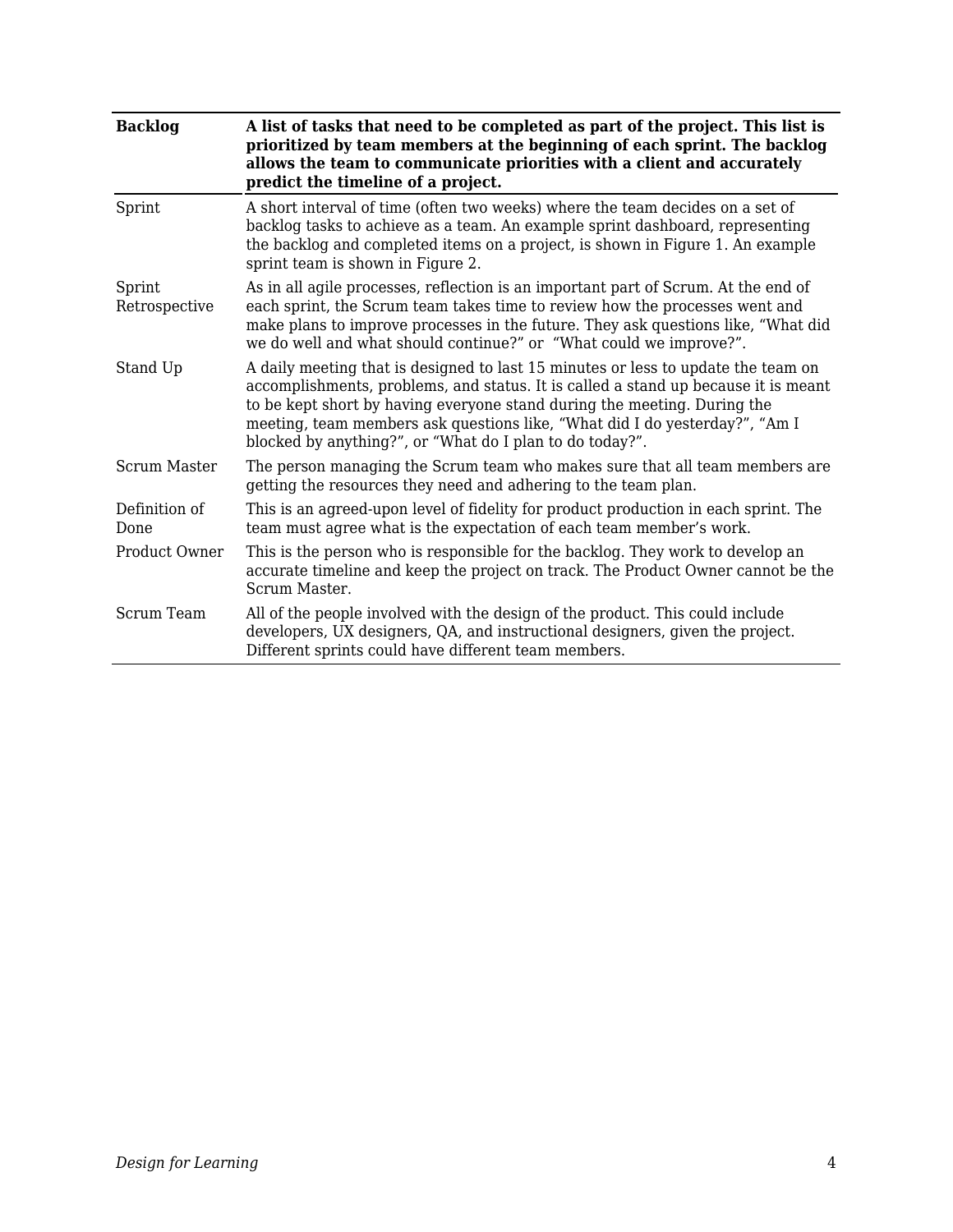| **Backlog** | **A list of tasks that need to be completed as part of the project. This list is prioritized by team members at the beginning of each sprint. The backlog allows the team to communicate priorities with a client and accurately predict the timeline of a project.** |
|---|---|
| Sprint | A short interval of time (often two weeks) where the team decides on a set of backlog tasks to achieve as a team. An example sprint dashboard, representing the backlog and completed items on a project, is shown in Figure 1. An example sprint team is shown in Figure 2. |
| Sprint Retrospective | As in all agile processes, reflection is an important part of Scrum. At the end of each sprint, the Scrum team takes time to review how the processes went and make plans to improve processes in the future. They ask questions like, "What did we do well and what should continue?" or "What could we improve?". |
| Stand Up | A daily meeting that is designed to last 15 minutes or less to update the team on accomplishments, problems, and status. It is called a stand up because it is meant to be kept short by having everyone stand during the meeting. During the meeting, team members ask questions like, "What did I do yesterday?", "Am I blocked by anything?", or "What do I plan to do today?". |
| Scrum Master | The person managing the Scrum team who makes sure that all team members are getting the resources they need and adhering to the team plan. |
| Definition of Done | This is an agreed-upon level of fidelity for product production in each sprint. The team must agree what is the expectation of each team member's work. |
| Product Owner | This is the person who is responsible for the backlog. They work to develop an accurate timeline and keep the project on track. The Product Owner cannot be the Scrum Master. |
| Scrum Team | All of the people involved with the design of the product. This could include developers, UX designers, QA, and instructional designers, given the project. Different sprints could have different team members. |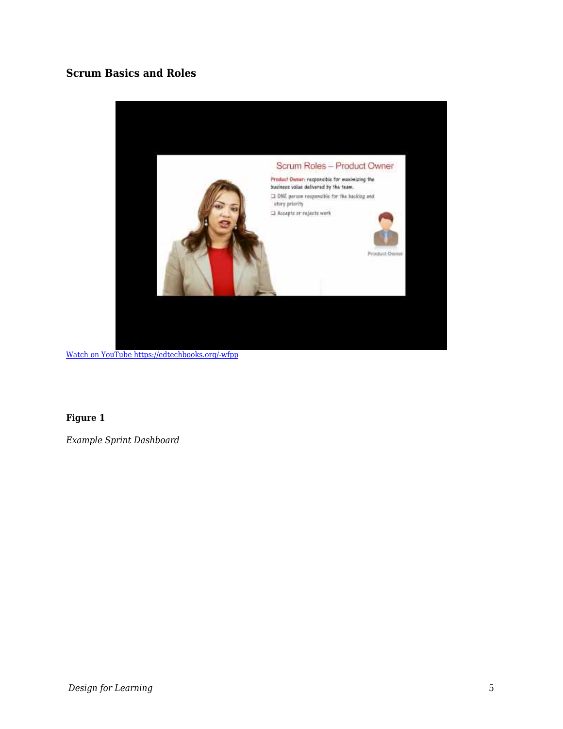## Scrum Basics and Roles

[Watch on YouTube https://edtechbooks.org/-wfpp](https://edtechbooks.org/-wfpp)

**Figure 1**

*Example Sprint Dashboard*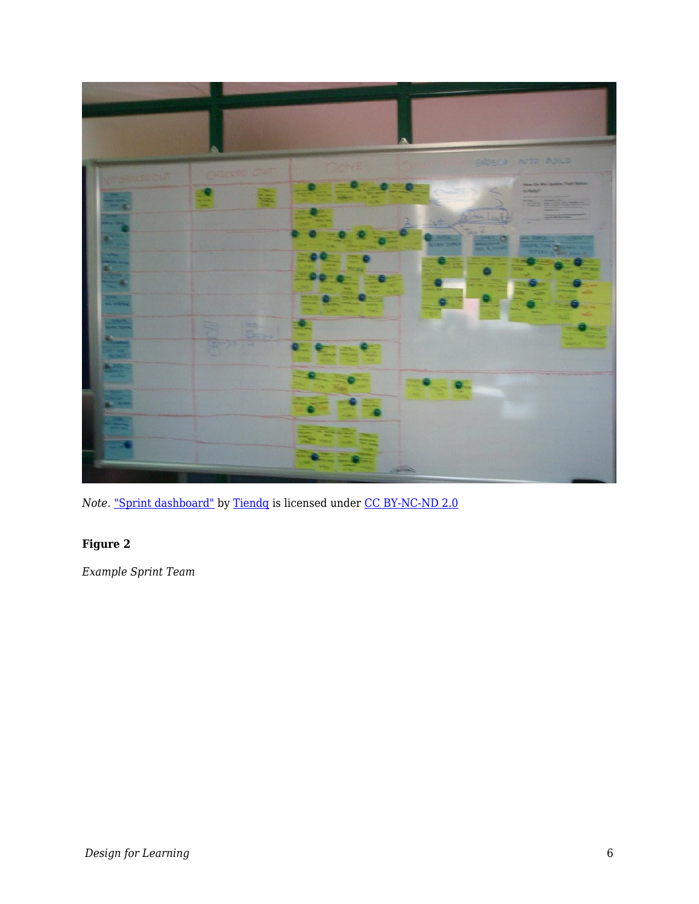*Note.* "Sprint dashboard" by Tiendq is licensed under CC BY-NC-ND 2.0

**Figure 2**

*Example Sprint Team*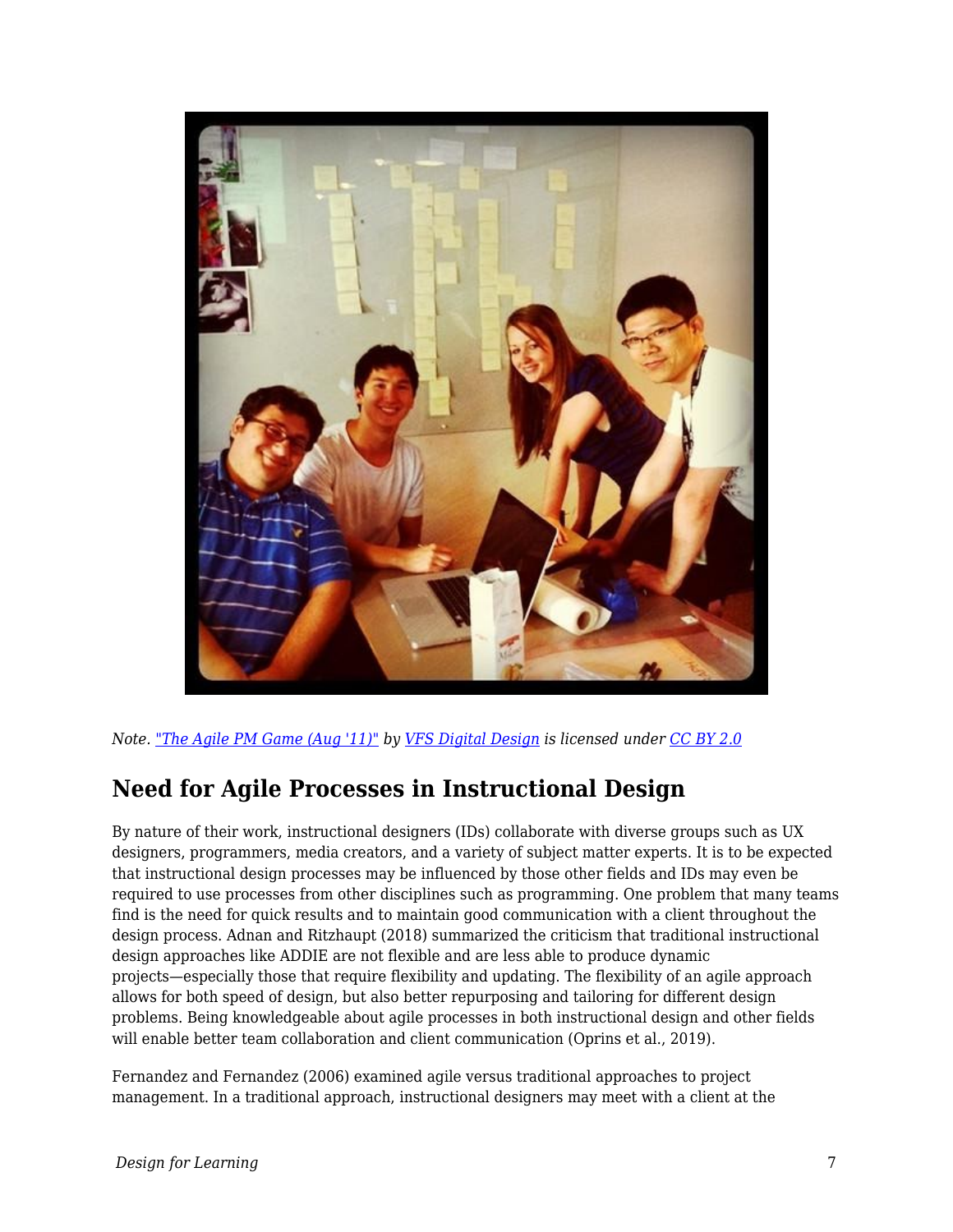*Note. "The Agile PM Game (Aug '11)" by VFS Digital Design is licensed under CC BY 2.0*

## Need for Agile Processes in Instructional Design

By nature of their work, instructional designers (IDs) collaborate with diverse groups such as UX designers, programmers, media creators, and a variety of subject matter experts. It is to be expected that instructional design processes may be influenced by those other fields and IDs may even be required to use processes from other disciplines such as programming. One problem that many teams find is the need for quick results and to maintain good communication with a client throughout the design process. Adnan and Ritzhaupt (2018) summarized the criticism that traditional instructional design approaches like ADDIE are not flexible and are less able to produce dynamic projects—especially those that require flexibility and updating. The flexibility of an agile approach allows for both speed of design, but also better repurposing and tailoring for different design problems. Being knowledgeable about agile processes in both instructional design and other fields will enable better team collaboration and client communication (Oprins et al., 2019).

Fernandez and Fernandez (2006) examined agile versus traditional approaches to project management. In a traditional approach, instructional designers may meet with a client at the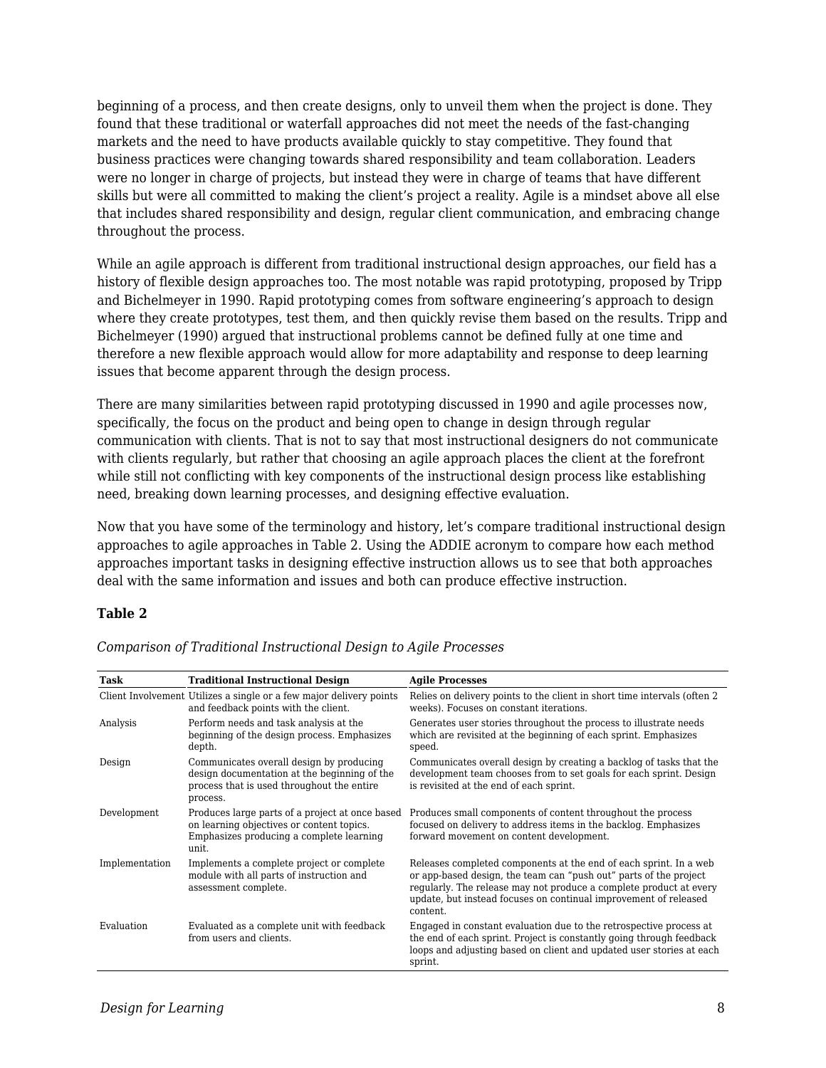beginning of a process, and then create designs, only to unveil them when the project is done. They found that these traditional or waterfall approaches did not meet the needs of the fast-changing markets and the need to have products available quickly to stay competitive. They found that business practices were changing towards shared responsibility and team collaboration. Leaders were no longer in charge of projects, but instead they were in charge of teams that have different skills but were all committed to making the client's project a reality. Agile is a mindset above all else that includes shared responsibility and design, regular client communication, and embracing change throughout the process.

While an agile approach is different from traditional instructional design approaches, our field has a history of flexible design approaches too. The most notable was rapid prototyping, proposed by Tripp and Bichelmeyer in 1990. Rapid prototyping comes from software engineering's approach to design where they create prototypes, test them, and then quickly revise them based on the results. Tripp and Bichelmeyer (1990) argued that instructional problems cannot be defined fully at one time and therefore a new flexible approach would allow for more adaptability and response to deep learning issues that become apparent through the design process.

There are many similarities between rapid prototyping discussed in 1990 and agile processes now, specifically, the focus on the product and being open to change in design through regular communication with clients. That is not to say that most instructional designers do not communicate with clients regularly, but rather that choosing an agile approach places the client at the forefront while still not conflicting with key components of the instructional design process like establishing need, breaking down learning processes, and designing effective evaluation.

Now that you have some of the terminology and history, let's compare traditional instructional design approaches to agile approaches in Table 2. Using the ADDIE acronym to compare how each method approaches important tasks in designing effective instruction allows us to see that both approaches deal with the same information and issues and both can produce effective instruction.

**Table 2**

*Comparison of Traditional Instructional Design to Agile Processes*

| Task | Traditional Instructional Design | Agile Processes |
|---|---|---|
| Client Involvement | Utilizes a single or a few major delivery points and feedback points with the client. | Relies on delivery points to the client in short time intervals (often 2 weeks). Focuses on constant iterations. |
| Analysis | Perform needs and task analysis at the beginning of the design process. Emphasizes depth. | Generates user stories throughout the process to illustrate needs which are revisited at the beginning of each sprint. Emphasizes speed. |
| Design | Communicates overall design by producing design documentation at the beginning of the process that is used throughout the entire process. | Communicates overall design by creating a backlog of tasks that the development team chooses from to set goals for each sprint. Design is revisited at the end of each sprint. |
| Development | Produces large parts of a project at once based on learning objectives or content topics. Emphasizes producing a complete learning unit. | Produces small components of content throughout the process focused on delivery to address items in the backlog. Emphasizes forward movement on content development. |
| Implementation | Implements a complete project or complete module with all parts of instruction and assessment complete. | Releases completed components at the end of each sprint. In a web or app-based design, the team can "push out" parts of the project regularly. The release may not produce a complete product at every update, but instead focuses on continual improvement of released content. |
| Evaluation | Evaluated as a complete unit with feedback from users and clients. | Engaged in constant evaluation due to the retrospective process at the end of each sprint. Project is constantly going through feedback loops and adjusting based on client and updated user stories at each sprint. |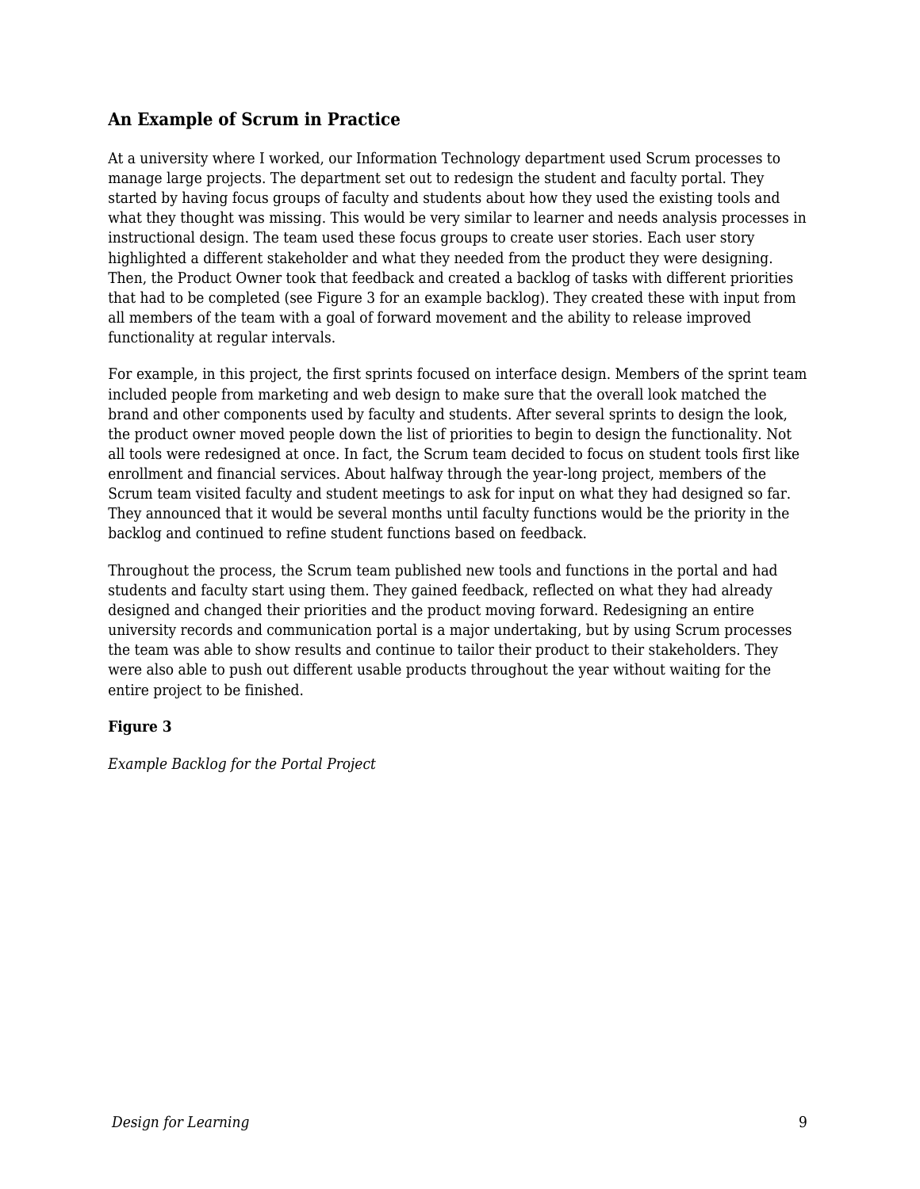### An Example of Scrum in Practice

At a university where I worked, our Information Technology department used Scrum processes to manage large projects. The department set out to redesign the student and faculty portal. They started by having focus groups of faculty and students about how they used the existing tools and what they thought was missing. This would be very similar to learner and needs analysis processes in instructional design. The team used these focus groups to create user stories. Each user story highlighted a different stakeholder and what they needed from the product they were designing. Then, the Product Owner took that feedback and created a backlog of tasks with different priorities that had to be completed (see Figure 3 for an example backlog). They created these with input from all members of the team with a goal of forward movement and the ability to release improved functionality at regular intervals.

For example, in this project, the first sprints focused on interface design. Members of the sprint team included people from marketing and web design to make sure that the overall look matched the brand and other components used by faculty and students. After several sprints to design the look, the product owner moved people down the list of priorities to begin to design the functionality. Not all tools were redesigned at once. In fact, the Scrum team decided to focus on student tools first like enrollment and financial services. About halfway through the year-long project, members of the Scrum team visited faculty and student meetings to ask for input on what they had designed so far. They announced that it would be several months until faculty functions would be the priority in the backlog and continued to refine student functions based on feedback.

Throughout the process, the Scrum team published new tools and functions in the portal and had students and faculty start using them. They gained feedback, reflected on what they had already designed and changed their priorities and the product moving forward. Redesigning an entire university records and communication portal is a major undertaking, but by using Scrum processes the team was able to show results and continue to tailor their product to their stakeholders. They were also able to push out different usable products throughout the year without waiting for the entire project to be finished.

**Figure 3**

*Example Backlog for the Portal Project*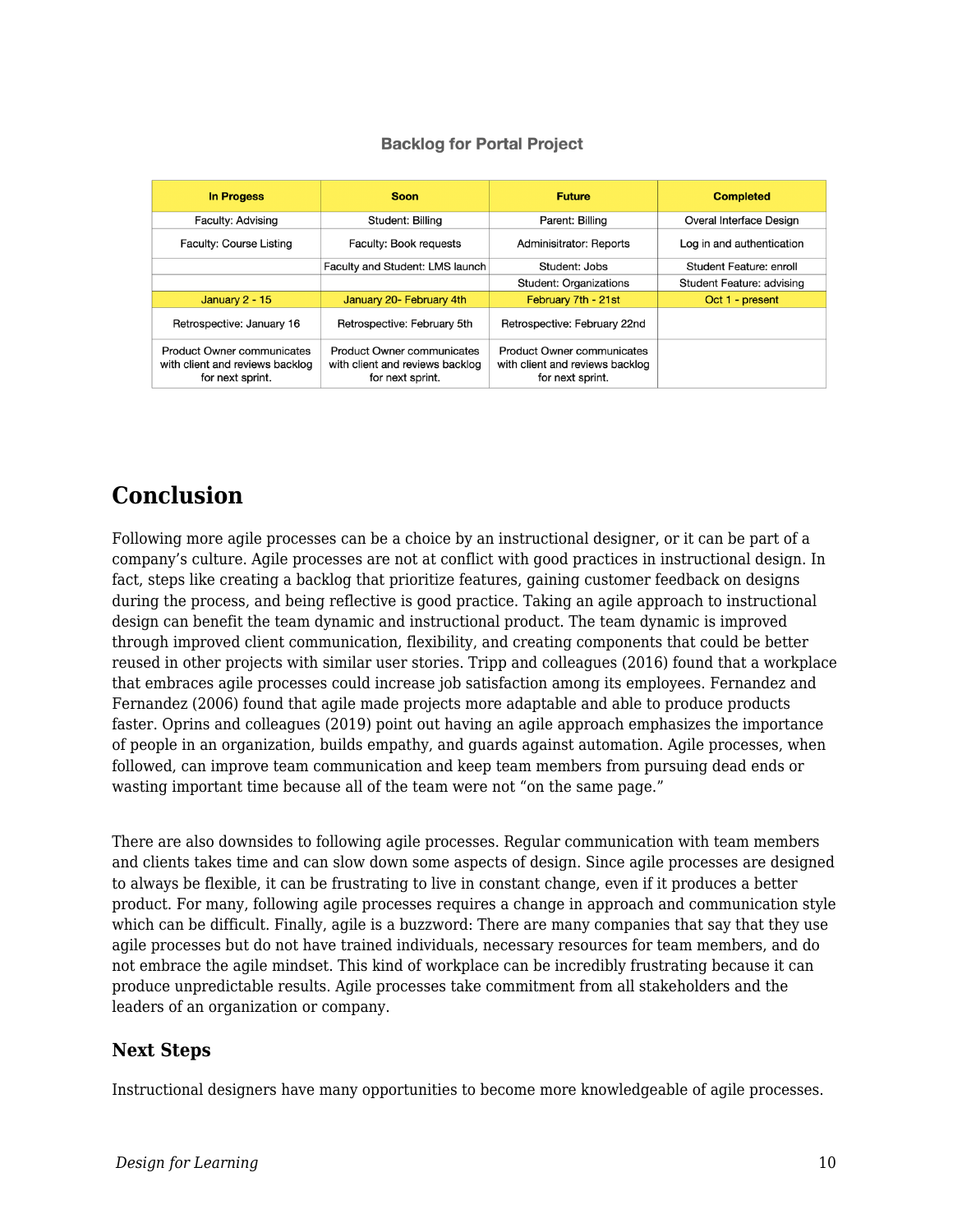**Backlog for Portal Project**

| In Progess | Soon | Future | Completed |
|---|---|---|---|
| Faculty: Advising | Student: Billing | Parent: Billing | Overal Interface Design |
| Faculty: Course Listing | Faculty: Book requests | Adminisitrator: Reports | Log in and authentication |
| | Faculty and Student: LMS launch | Student: Jobs | Student Feature: enroll |
| | | Student: Organizations | Student Feature: advising |
| January 2 - 15 | January 20- February 4th | February 7th - 21st | Oct 1 - present |
| Retrospective: January 16 | Retrospective: February 5th | Retrospective: February 22nd | |
| Product Owner communicates with client and reviews backlog for next sprint. | Product Owner communicates with client and reviews backlog for next sprint. | Product Owner communicates with client and reviews backlog for next sprint. | |

## Conclusion

Following more agile processes can be a choice by an instructional designer, or it can be part of a company's culture. Agile processes are not at conflict with good practices in instructional design. In fact, steps like creating a backlog that prioritize features, gaining customer feedback on designs during the process, and being reflective is good practice. Taking an agile approach to instructional design can benefit the team dynamic and instructional product. The team dynamic is improved through improved client communication, flexibility, and creating components that could be better reused in other projects with similar user stories. Tripp and colleagues (2016) found that a workplace that embraces agile processes could increase job satisfaction among its employees. Fernandez and Fernandez (2006) found that agile made projects more adaptable and able to produce products faster. Oprins and colleagues (2019) point out having an agile approach emphasizes the importance of people in an organization, builds empathy, and guards against automation. Agile processes, when followed, can improve team communication and keep team members from pursuing dead ends or wasting important time because all of the team were not "on the same page."

There are also downsides to following agile processes. Regular communication with team members and clients takes time and can slow down some aspects of design. Since agile processes are designed to always be flexible, it can be frustrating to live in constant change, even if it produces a better product. For many, following agile processes requires a change in approach and communication style which can be difficult. Finally, agile is a buzzword: There are many companies that say that they use agile processes but do not have trained individuals, necessary resources for team members, and do not embrace the agile mindset. This kind of workplace can be incredibly frustrating because it can produce unpredictable results. Agile processes take commitment from all stakeholders and the leaders of an organization or company.

### Next Steps

Instructional designers have many opportunities to become more knowledgeable of agile processes.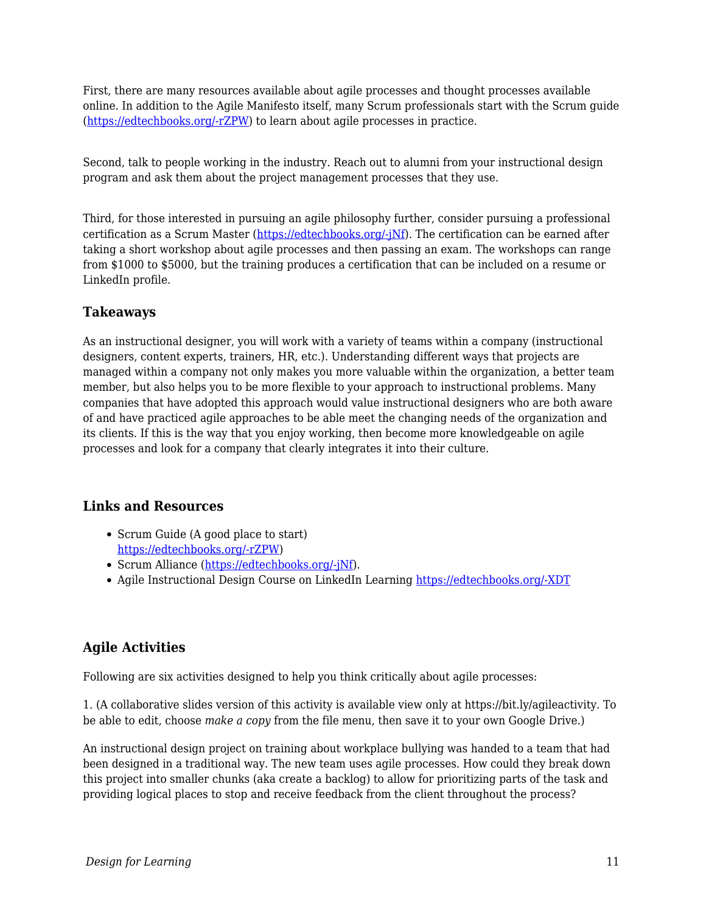First, there are many resources available about agile processes and thought processes available online. In addition to the Agile Manifesto itself, many Scrum professionals start with the Scrum guide (https://edtechbooks.org/-rZPW) to learn about agile processes in practice.

Second, talk to people working in the industry. Reach out to alumni from your instructional design program and ask them about the project management processes that they use.

Third, for those interested in pursuing an agile philosophy further, consider pursuing a professional certification as a Scrum Master (https://edtechbooks.org/-jNf). The certification can be earned after taking a short workshop about agile processes and then passing an exam. The workshops can range from $1000 to $5000, but the training produces a certification that can be included on a resume or LinkedIn profile.

### Takeaways

As an instructional designer, you will work with a variety of teams within a company (instructional designers, content experts, trainers, HR, etc.). Understanding different ways that projects are managed within a company not only makes you more valuable within the organization, a better team member, but also helps you to be more flexible to your approach to instructional problems. Many companies that have adopted this approach would value instructional designers who are both aware of and have practiced agile approaches to be able meet the changing needs of the organization and its clients. If this is the way that you enjoy working, then become more knowledgeable on agile processes and look for a company that clearly integrates it into their culture.

### Links and Resources

- Scrum Guide (A good place to start) https://edtechbooks.org/-rZPW)
- Scrum Alliance (https://edtechbooks.org/-jNf).
- Agile Instructional Design Course on LinkedIn Learning https://edtechbooks.org/-XDT

### Agile Activities

Following are six activities designed to help you think critically about agile processes:

1. (A collaborative slides version of this activity is available view only at https://bit.ly/agileactivity. To be able to edit, choose *make a copy* from the file menu, then save it to your own Google Drive.)

An instructional design project on training about workplace bullying was handed to a team that had been designed in a traditional way. The new team uses agile processes. How could they break down this project into smaller chunks (aka create a backlog) to allow for prioritizing parts of the task and providing logical places to stop and receive feedback from the client throughout the process?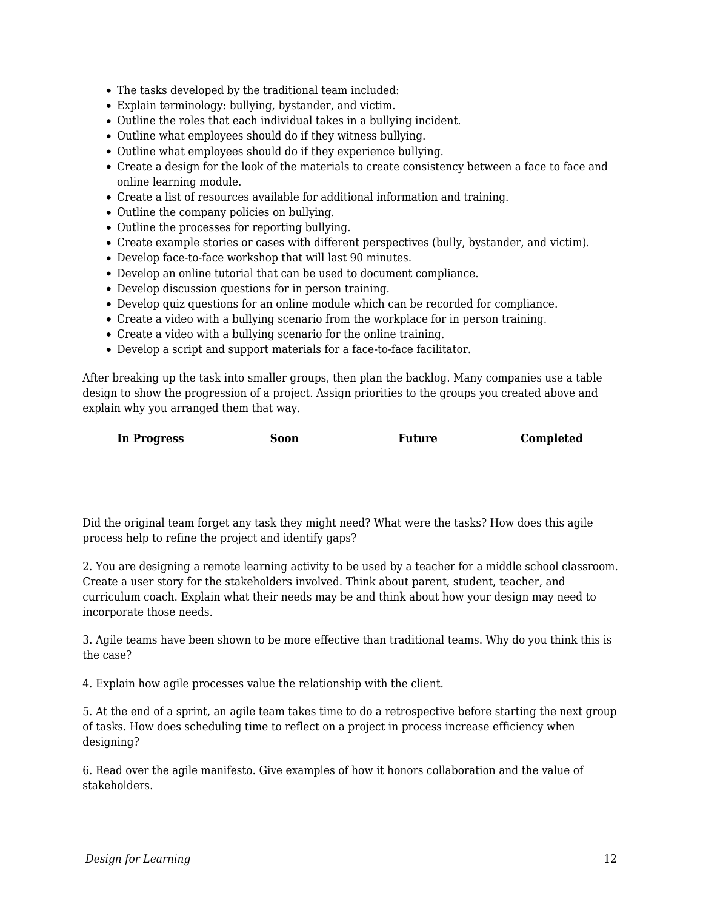- The tasks developed by the traditional team included:
- Explain terminology: bullying, bystander, and victim.
- Outline the roles that each individual takes in a bullying incident.
- Outline what employees should do if they witness bullying.
- Outline what employees should do if they experience bullying.
- Create a design for the look of the materials to create consistency between a face to face and online learning module.
- Create a list of resources available for additional information and training.
- Outline the company policies on bullying.
- Outline the processes for reporting bullying.
- Create example stories or cases with different perspectives (bully, bystander, and victim).
- Develop face-to-face workshop that will last 90 minutes.
- Develop an online tutorial that can be used to document compliance.
- Develop discussion questions for in person training.
- Develop quiz questions for an online module which can be recorded for compliance.
- Create a video with a bullying scenario from the workplace for in person training.
- Create a video with a bullying scenario for the online training.
- Develop a script and support materials for a face-to-face facilitator.

After breaking up the task into smaller groups, then plan the backlog. Many companies use a table design to show the progression of a project. Assign priorities to the groups you created above and explain why you arranged them that way.

| In Progress | Soon | Future | Completed |
| --- | --- | --- | --- |
| | | | |

Did the original team forget any task they might need? What were the tasks? How does this agile process help to refine the project and identify gaps?

2. You are designing a remote learning activity to be used by a teacher for a middle school classroom. Create a user story for the stakeholders involved. Think about parent, student, teacher, and curriculum coach. Explain what their needs may be and think about how your design may need to incorporate those needs.

3. Agile teams have been shown to be more effective than traditional teams. Why do you think this is the case?

4. Explain how agile processes value the relationship with the client.

5. At the end of a sprint, an agile team takes time to do a retrospective before starting the next group of tasks. How does scheduling time to reflect on a project in process increase efficiency when designing?

6. Read over the agile manifesto. Give examples of how it honors collaboration and the value of stakeholders.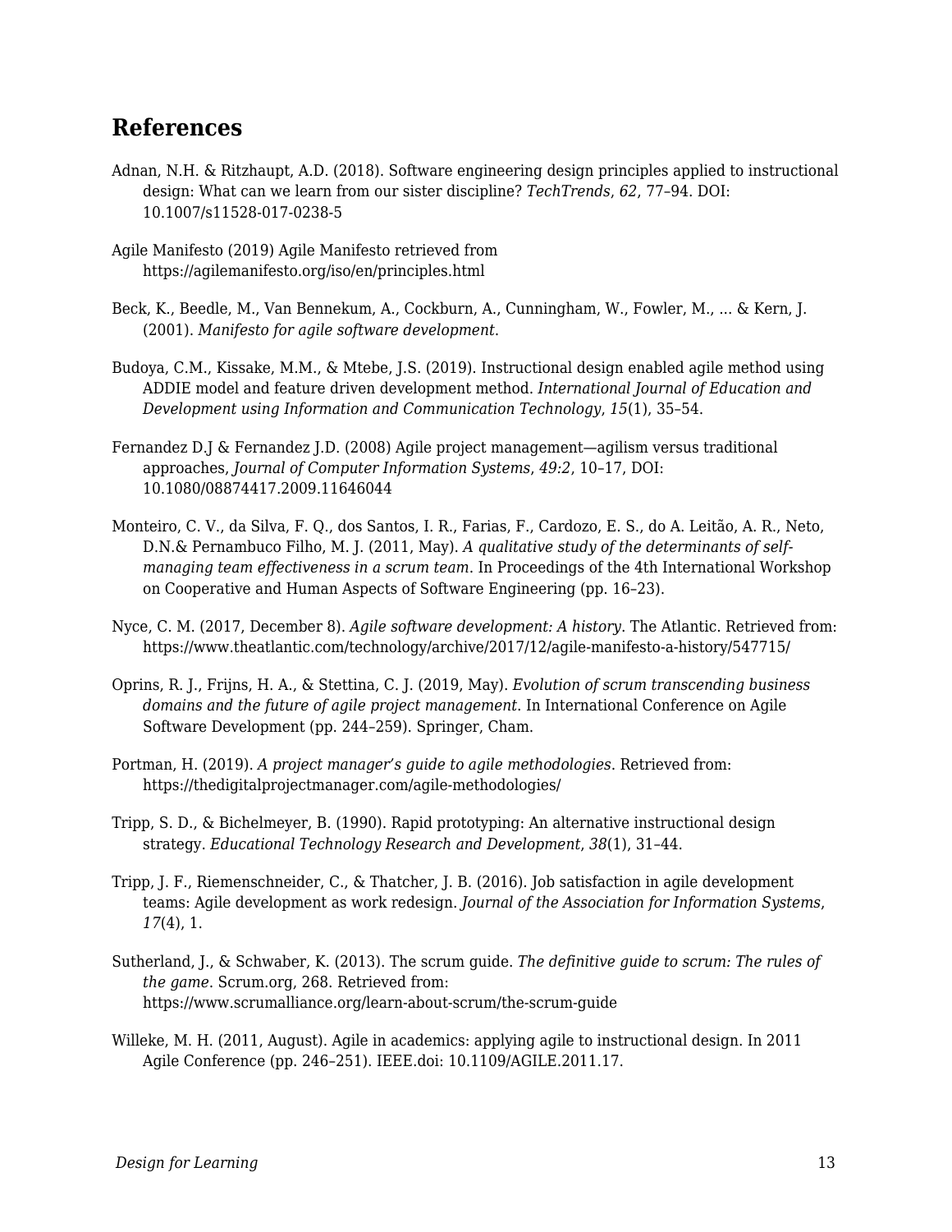## References

Adnan, N.H. & Ritzhaupt, A.D. (2018). Software engineering design principles applied to instructional design: What can we learn from our sister discipline? *TechTrends*, *62*, 77–94. DOI: 10.1007/s11528-017-0238-5

Agile Manifesto (2019) Agile Manifesto retrieved from https://agilemanifesto.org/iso/en/principles.html

Beck, K., Beedle, M., Van Bennekum, A., Cockburn, A., Cunningham, W., Fowler, M., ... & Kern, J. (2001). *Manifesto for agile software development*.

Budoya, C.M., Kissake, M.M., & Mtebe, J.S. (2019). Instructional design enabled agile method using ADDIE model and feature driven development method. *International Journal of Education and Development using Information and Communication Technology*, *15*(1), 35–54.

Fernandez D.J & Fernandez J.D. (2008) Agile project management—agilism versus traditional approaches, *Journal of Computer Information Systems*, *49:2*, 10–17, DOI: 10.1080/08874417.2009.11646044

Monteiro, C. V., da Silva, F. Q., dos Santos, I. R., Farias, F., Cardozo, E. S., do A. Leitão, A. R., Neto, D.N.& Pernambuco Filho, M. J. (2011, May). *A qualitative study of the determinants of self-managing team effectiveness in a scrum team*. In Proceedings of the 4th International Workshop on Cooperative and Human Aspects of Software Engineering (pp. 16–23).

Nyce, C. M. (2017, December 8). *Agile software development: A history*. The Atlantic. Retrieved from: https://www.theatlantic.com/technology/archive/2017/12/agile-manifesto-a-history/547715/

Oprins, R. J., Frijns, H. A., & Stettina, C. J. (2019, May). *Evolution of scrum transcending business domains and the future of agile project management*. In International Conference on Agile Software Development (pp. 244–259). Springer, Cham.

Portman, H. (2019). *A project manager's guide to agile methodologies*. Retrieved from: https://thedigitalprojectmanager.com/agile-methodologies/

Tripp, S. D., & Bichelmeyer, B. (1990). Rapid prototyping: An alternative instructional design strategy. *Educational Technology Research and Development*, *38*(1), 31–44.

Tripp, J. F., Riemenschneider, C., & Thatcher, J. B. (2016). Job satisfaction in agile development teams: Agile development as work redesign. *Journal of the Association for Information Systems*, *17*(4), 1.

Sutherland, J., & Schwaber, K. (2013). The scrum guide. *The definitive guide to scrum: The rules of the game*. Scrum.org, 268. Retrieved from: https://www.scrumalliance.org/learn-about-scrum/the-scrum-guide

Willeke, M. H. (2011, August). Agile in academics: applying agile to instructional design. In 2011 Agile Conference (pp. 246–251). IEEE.doi: 10.1109/AGILE.2011.17.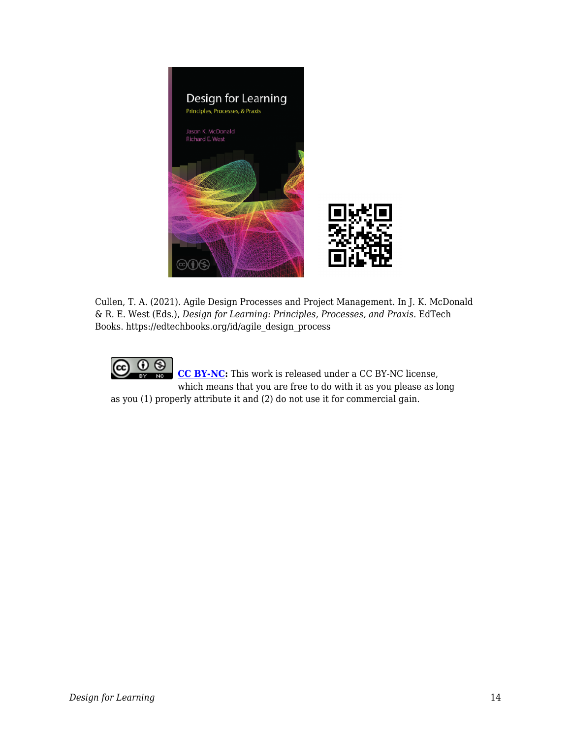Cullen, T. A. (2021). Agile Design Processes and Project Management. In J. K. McDonald & R. E. West (Eds.), *Design for Learning: Principles, Processes, and Praxis*. EdTech Books. https://edtechbooks.org/id/agile_design_process

**CC BY-NC:** This work is released under a CC BY-NC license, which means that you are free to do with it as you please as long as you (1) properly attribute it and (2) do not use it for commercial gain.